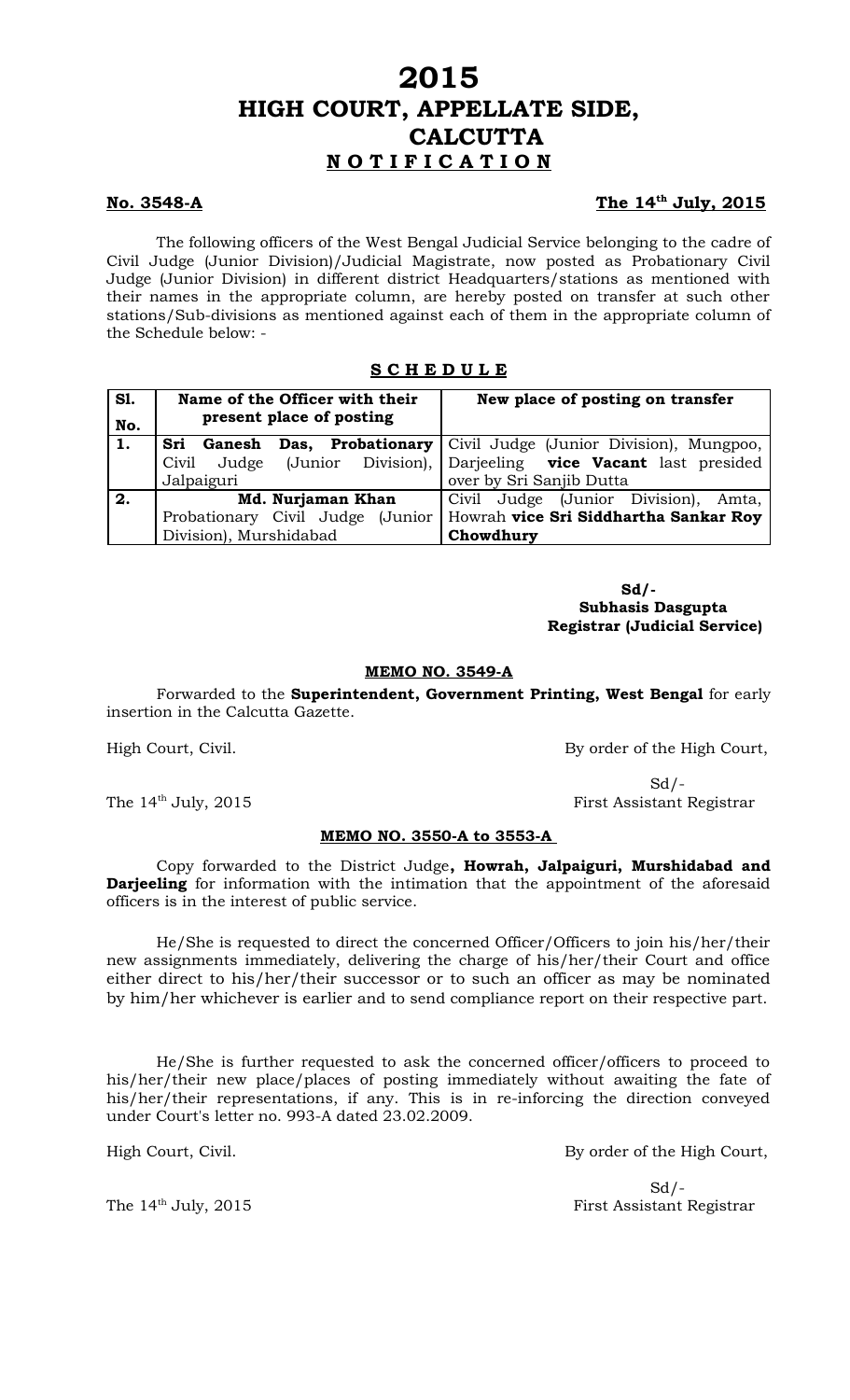# 2015
# HIGH COURT, APPELLATE SIDE, CALCUTTA
## N O T I F I C A T I O N

**No. 3548-A** **The 14th July, 2015**

The following officers of the West Bengal Judicial Service belonging to the cadre of Civil Judge (Junior Division)/Judicial Magistrate, now posted as Probationary Civil Judge (Junior Division) in different district Headquarters/stations as mentioned with their names in the appropriate column, are hereby posted on transfer at such other stations/Sub-divisions as mentioned against each of them in the appropriate column of the Schedule below: -

**S C H E D U L E**

| Sl. No. | Name of the Officer with their present place of posting | New place of posting on transfer |
|---|---|---|
| 1. | **Sri Ganesh Das, Probationary** Civil Judge (Junior Division), Jalpaiguri | Civil Judge (Junior Division), Mungpoo, Darjeeling **vice Vacant** last presided over by Sri Sanjib Dutta |
| 2. | **Md. Nurjaman Khan** Probationary Civil Judge (Junior Division), Murshidabad | Civil Judge (Junior Division), Amta, Howrah **vice Sri Siddhartha Sankar Roy Chowdhury** |

**Sd/-**
**Subhasis Dasgupta**
**Registrar (Judicial Service)**

**MEMO NO. 3549-A**

Forwarded to the **Superintendent, Government Printing, West Bengal** for early insertion in the Calcutta Gazette.

High Court, Civil. By order of the High Court,

Sd/-
The 14th July, 2015 First Assistant Registrar

**MEMO NO. 3550-A to 3553-A**

Copy forwarded to the District Judge**, Howrah, Jalpaiguri, Murshidabad and Darjeeling** for information with the intimation that the appointment of the aforesaid officers is in the interest of public service.

He/She is requested to direct the concerned Officer/Officers to join his/her/their new assignments immediately, delivering the charge of his/her/their Court and office either direct to his/her/their successor or to such an officer as may be nominated by him/her whichever is earlier and to send compliance report on their respective part.

He/She is further requested to ask the concerned officer/officers to proceed to his/her/their new place/places of posting immediately without awaiting the fate of his/her/their representations, if any. This is in re-inforcing the direction conveyed under Court's letter no. 993-A dated 23.02.2009.

High Court, Civil. By order of the High Court,

Sd/-
The 14th July, 2015 First Assistant Registrar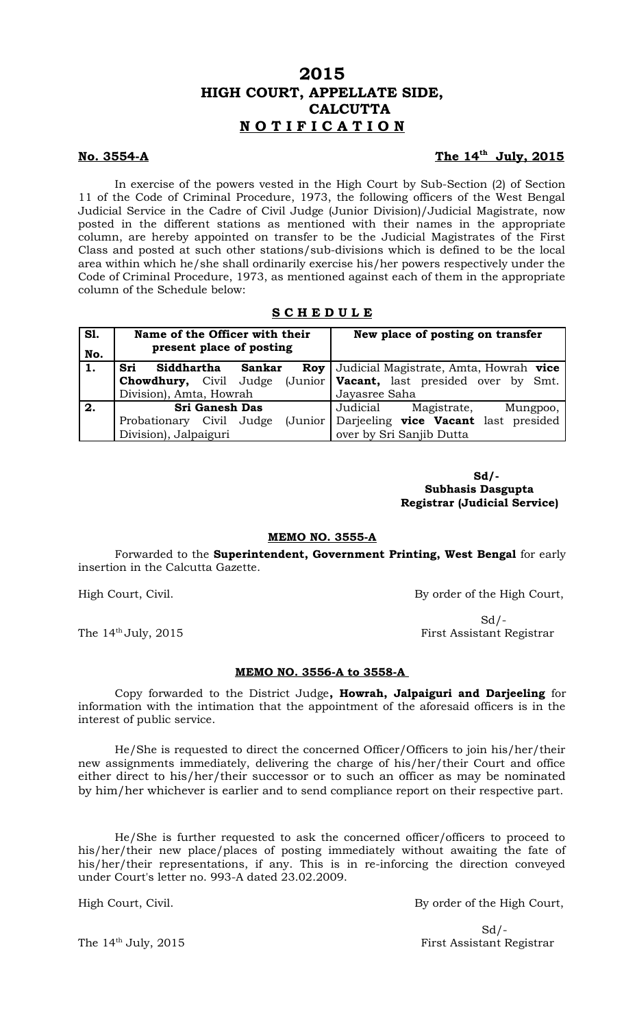# 2015
# HIGH COURT, APPELLATE SIDE, CALCUTTA
## NOTIFICATION

**No. 3554-A** **The 14th July, 2015**

In exercise of the powers vested in the High Court by Sub-Section (2) of Section 11 of the Code of Criminal Procedure, 1973, the following officers of the West Bengal Judicial Service in the Cadre of Civil Judge (Junior Division)/Judicial Magistrate, now posted in the different stations as mentioned with their names in the appropriate column, are hereby appointed on transfer to be the Judicial Magistrates of the First Class and posted at such other stations/sub-divisions which is defined to be the local area within which he/she shall ordinarily exercise his/her powers respectively under the Code of Criminal Procedure, 1973, as mentioned against each of them in the appropriate column of the Schedule below:

**SCHEDULE**

| Sl. No. | Name of the Officer with their present place of posting | New place of posting on transfer |
|---|---|---|
| 1. | **Sri Siddhartha Sankar Roy Chowdhury,** Civil Judge (Junior Division), Amta, Howrah | Judicial Magistrate, Amta, Howrah **vice Vacant,** last presided over by Smt. Jayasree Saha |
| 2. | **Sri Ganesh Das** Probationary Civil Judge (Junior Division), Jalpaiguri | Judicial Magistrate, Mungpoo, Darjeeling **vice Vacant** last presided over by Sri Sanjib Dutta |

**Sd/-**
**Subhasis Dasgupta**
**Registrar (Judicial Service)**

**MEMO NO. 3555-A**

Forwarded to the **Superintendent, Government Printing, West Bengal** for early insertion in the Calcutta Gazette.

High Court, Civil. By order of the High Court,

Sd/-
The 14th July, 2015 First Assistant Registrar

**MEMO NO. 3556-A to 3558-A**

Copy forwarded to the District Judge**, Howrah, Jalpaiguri and Darjeeling** for information with the intimation that the appointment of the aforesaid officers is in the interest of public service.

He/She is requested to direct the concerned Officer/Officers to join his/her/their new assignments immediately, delivering the charge of his/her/their Court and office either direct to his/her/their successor or to such an officer as may be nominated by him/her whichever is earlier and to send compliance report on their respective part.

He/She is further requested to ask the concerned officer/officers to proceed to his/her/their new place/places of posting immediately without awaiting the fate of his/her/their representations, if any. This is in re-inforcing the direction conveyed under Court's letter no. 993-A dated 23.02.2009.

High Court, Civil. By order of the High Court,

Sd/-
The 14th July, 2015 First Assistant Registrar